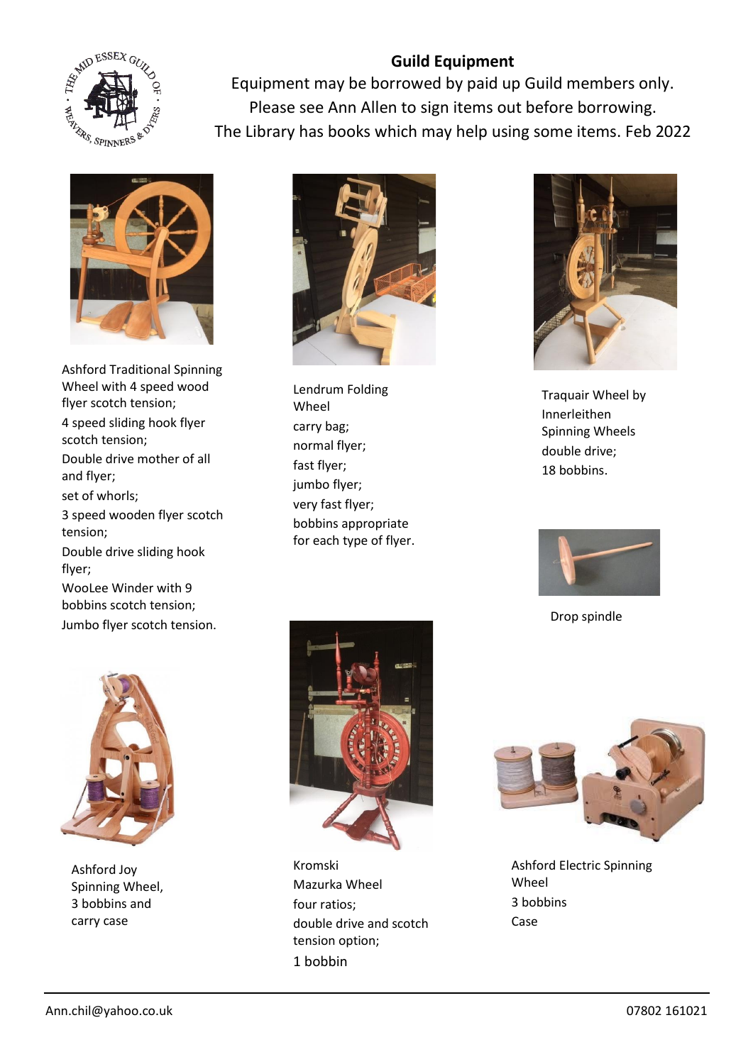## Guild Equipment

Equipment may be borrowed by paid up Guild members only.
Please see Ann Allen to sign items out before borrowing.
The Library has books which may help using some items. Feb 2022

Ashford Traditional Spinning Wheel with 4 speed wood flyer scotch tension;
4 speed sliding hook flyer scotch tension;
Double drive mother of all and flyer;
set of whorls;
3 speed wooden flyer scotch tension;
Double drive sliding hook flyer;
WooLee Winder with 9 bobbins scotch tension;
Jumbo flyer scotch tension.

Lendrum Folding Wheel
carry bag;
normal flyer;
fast flyer;
jumbo flyer;
very fast flyer;
bobbins appropriate for each type of flyer.

Traquair Wheel by Innerleithen Spinning Wheels
double drive;
18 bobbins.

Drop spindle

Ashford Joy Spinning Wheel, 3 bobbins and carry case

Kromski Mazurka Wheel
four ratios;
double drive and scotch tension option;
1 bobbin

Ashford Electric Spinning Wheel
3 bobbins
Case

Ann.chil@yahoo.co.uk 07802 161021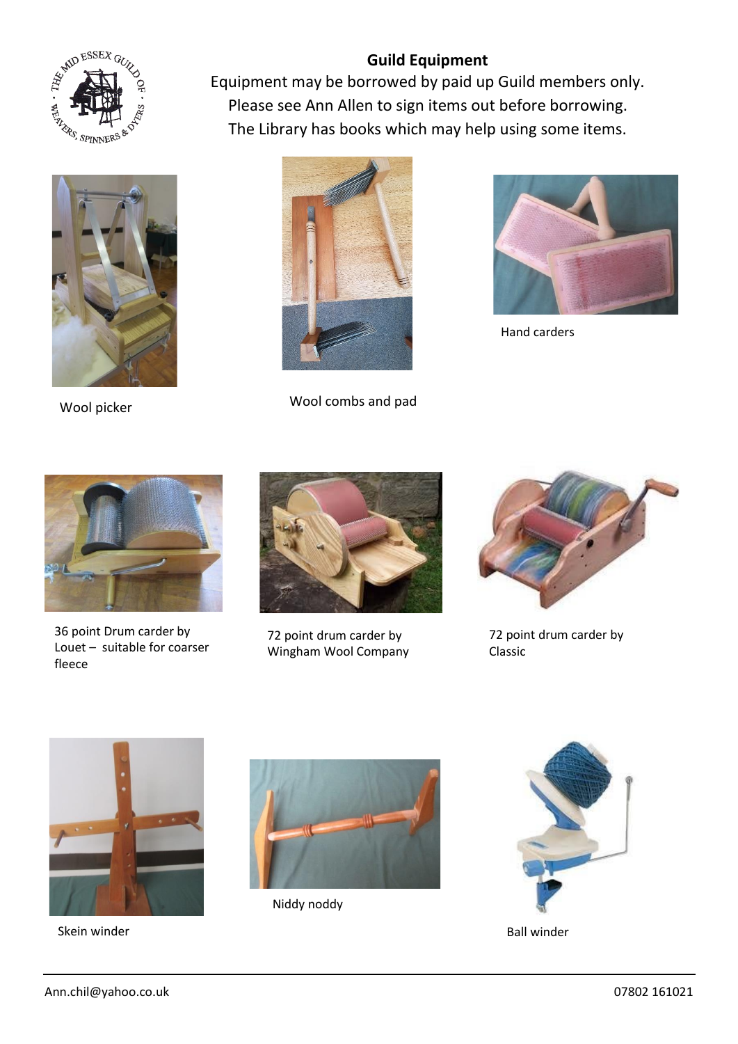## Guild Equipment

Equipment may be borrowed by paid up Guild members only.
Please see Ann Allen to sign items out before borrowing.
The Library has books which may help using some items.

Wool picker

Wool combs and pad

Hand carders

36 point Drum carder by Louet – suitable for coarser fleece

72 point drum carder by Wingham Wool Company

72 point drum carder by Classic

Skein winder

Niddy noddy

Ball winder

Ann.chil@yahoo.co.uk

07802 161021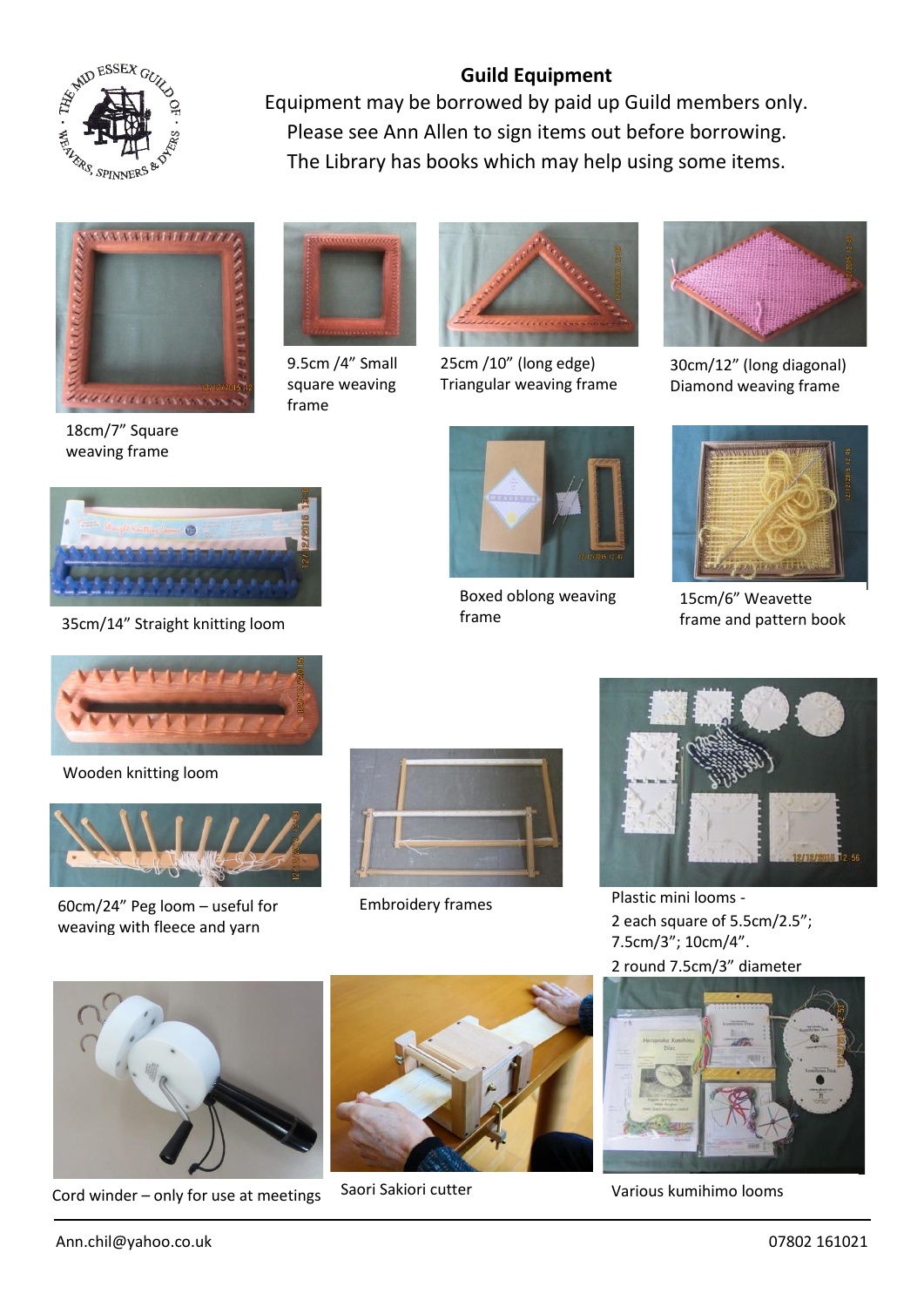## Guild Equipment

Equipment may be borrowed by paid up Guild members only.
Please see Ann Allen to sign items out before borrowing.
The Library has books which may help using some items.

18cm/7" Square weaving frame

9.5cm /4" Small square weaving frame

25cm /10" (long edge) Triangular weaving frame

30cm/12" (long diagonal) Diamond weaving frame

35cm/14" Straight knitting loom

Boxed oblong weaving frame

15cm/6" Weavette frame and pattern book

Wooden knitting loom

60cm/24" Peg loom – useful for weaving with fleece and yarn

Embroidery frames

Plastic mini looms -
2 each square of 5.5cm/2.5"; 7.5cm/3"; 10cm/4".
2 round 7.5cm/3" diameter

Cord winder – only for use at meetings

Saori Sakiori cutter

Various kumihimo looms

Ann.chil@yahoo.co.uk 07802 161021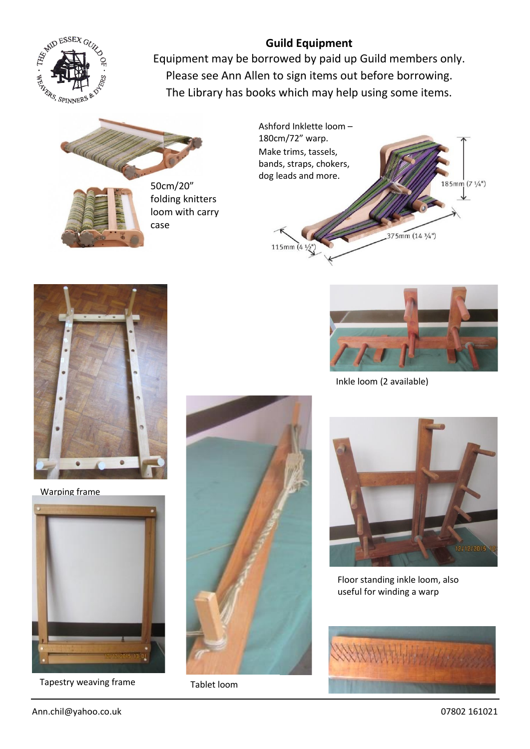## Guild Equipment

Equipment may be borrowed by paid up Guild members only.
Please see Ann Allen to sign items out before borrowing.
The Library has books which may help using some items.

50cm/20" folding knitters loom with carry case

Ashford Inklette loom – 180cm/72" warp.
Make trims, tassels, bands, straps, chokers, dog leads and more.

185mm (7 ¼")

375mm (14 ¾")

115mm (4 ½")

Warping frame

Inkle loom (2 available)

Floor standing inkle loom, also useful for winding a warp

Tapestry weaving frame

Tablet loom

Ann.chil@yahoo.co.uk

07802 161021